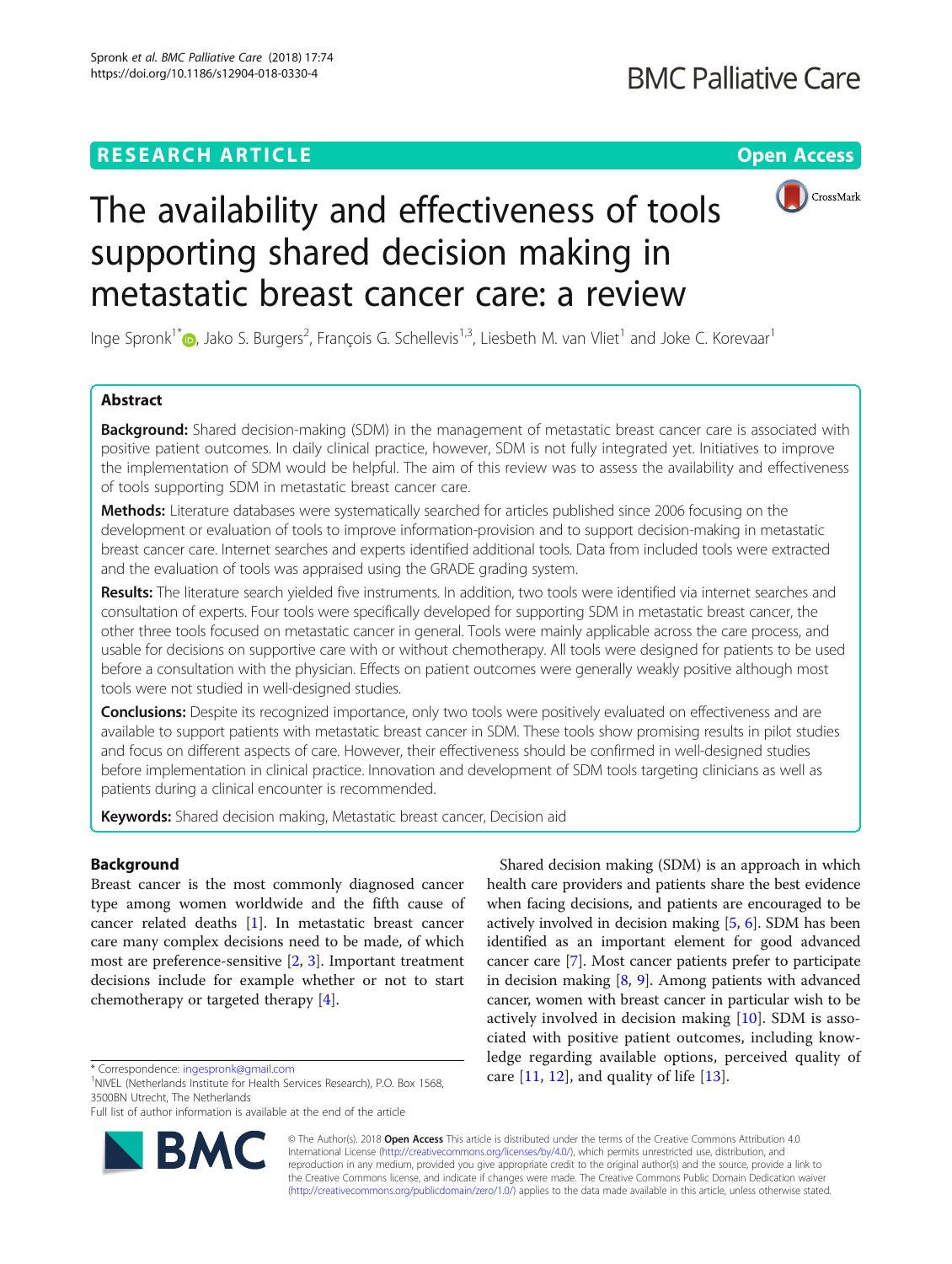**RESEARCH ARTICLE** **Open Access**

# The availability and effectiveness of tools supporting shared decision making in metastatic breast cancer care: a review

Inge Spronk[1*], Jako S. Burgers[2], François G. Schellevis[1,3], Liesbeth M. van Vliet[1] and Joke C. Korevaar[1]

## Abstract

**Background:** Shared decision-making (SDM) in the management of metastatic breast cancer care is associated with positive patient outcomes. In daily clinical practice, however, SDM is not fully integrated yet. Initiatives to improve the implementation of SDM would be helpful. The aim of this review was to assess the availability and effectiveness of tools supporting SDM in metastatic breast cancer care.

**Methods:** Literature databases were systematically searched for articles published since 2006 focusing on the development or evaluation of tools to improve information-provision and to support decision-making in metastatic breast cancer care. Internet searches and experts identified additional tools. Data from included tools were extracted and the evaluation of tools was appraised using the GRADE grading system.

**Results:** The literature search yielded five instruments. In addition, two tools were identified via internet searches and consultation of experts. Four tools were specifically developed for supporting SDM in metastatic breast cancer, the other three tools focused on metastatic cancer in general. Tools were mainly applicable across the care process, and usable for decisions on supportive care with or without chemotherapy. All tools were designed for patients to be used before a consultation with the physician. Effects on patient outcomes were generally weakly positive although most tools were not studied in well-designed studies.

**Conclusions:** Despite its recognized importance, only two tools were positively evaluated on effectiveness and are available to support patients with metastatic breast cancer in SDM. These tools show promising results in pilot studies and focus on different aspects of care. However, their effectiveness should be confirmed in well-designed studies before implementation in clinical practice. Innovation and development of SDM tools targeting clinicians as well as patients during a clinical encounter is recommended.

**Keywords:** Shared decision making, Metastatic breast cancer, Decision aid

## Background

Breast cancer is the most commonly diagnosed cancer type among women worldwide and the fifth cause of cancer related deaths [1]. In metastatic breast cancer care many complex decisions need to be made, of which most are preference-sensitive [2, 3]. Important treatment decisions include for example whether or not to start chemotherapy or targeted therapy [4].

Shared decision making (SDM) is an approach in which health care providers and patients share the best evidence when facing decisions, and patients are encouraged to be actively involved in decision making [5, 6]. SDM has been identified as an important element for good advanced cancer care [7]. Most cancer patients prefer to participate in decision making [8, 9]. Among patients with advanced cancer, women with breast cancer in particular wish to be actively involved in decision making [10]. SDM is associated with positive patient outcomes, including knowledge regarding available options, perceived quality of care [11, 12], and quality of life [13].

\* Correspondence: ingespronk@gmail.com
[1]NIVEL (Netherlands Institute for Health Services Research), P.O. Box 1568, 3500BN Utrecht, The Netherlands
Full list of author information is available at the end of the article

© The Author(s). 2018 **Open Access** This article is distributed under the terms of the Creative Commons Attribution 4.0 International License (http://creativecommons.org/licenses/by/4.0/), which permits unrestricted use, distribution, and reproduction in any medium, provided you give appropriate credit to the original author(s) and the source, provide a link to the Creative Commons license, and indicate if changes were made. The Creative Commons Public Domain Dedication waiver (http://creativecommons.org/publicdomain/zero/1.0/) applies to the data made available in this article, unless otherwise stated.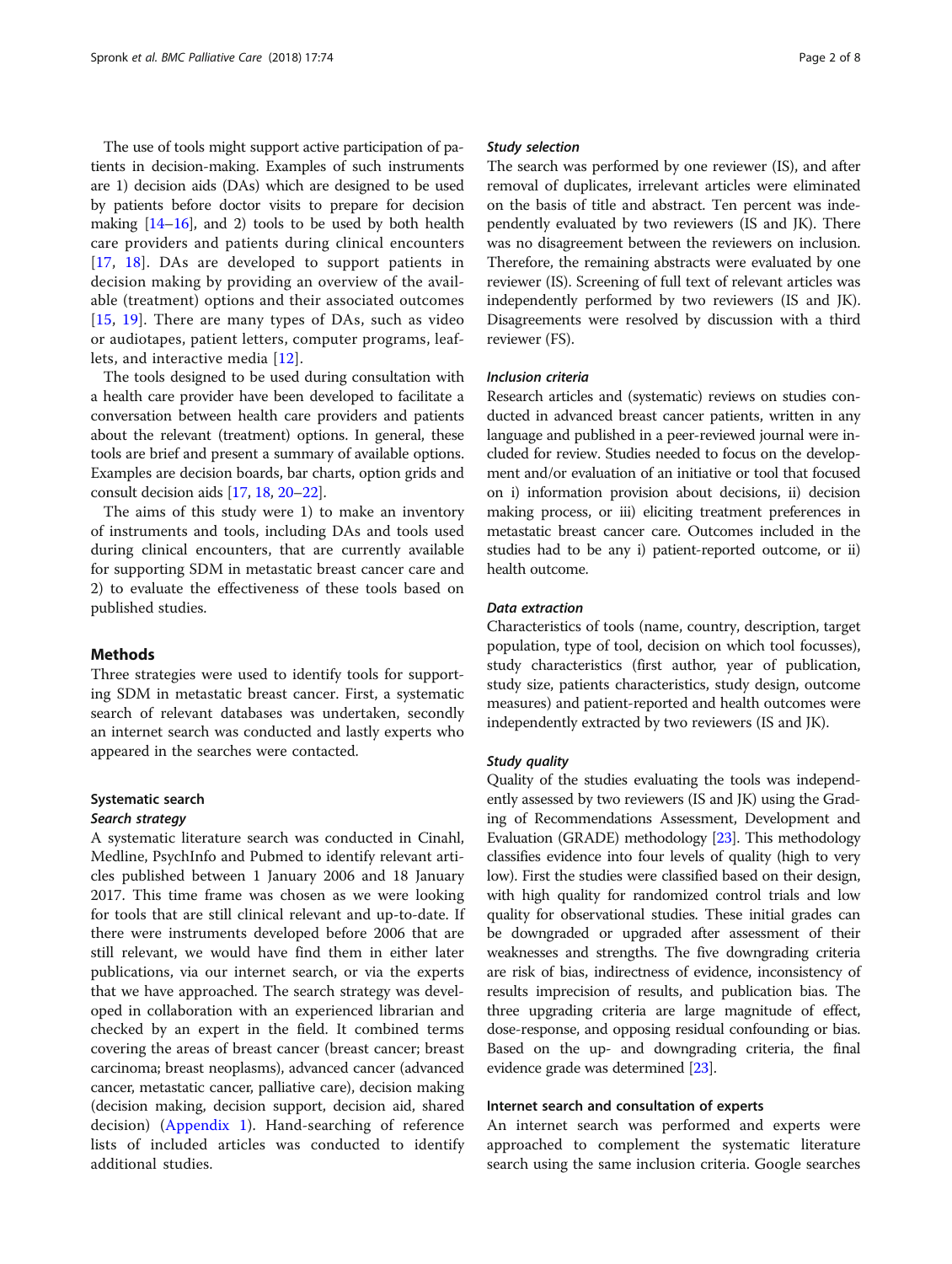The use of tools might support active participation of patients in decision-making. Examples of such instruments are 1) decision aids (DAs) which are designed to be used by patients before doctor visits to prepare for decision making [14–16], and 2) tools to be used by both health care providers and patients during clinical encounters [17, 18]. DAs are developed to support patients in decision making by providing an overview of the available (treatment) options and their associated outcomes [15, 19]. There are many types of DAs, such as video or audiotapes, patient letters, computer programs, leaflets, and interactive media [12].

The tools designed to be used during consultation with a health care provider have been developed to facilitate a conversation between health care providers and patients about the relevant (treatment) options. In general, these tools are brief and present a summary of available options. Examples are decision boards, bar charts, option grids and consult decision aids [17, 18, 20–22].

The aims of this study were 1) to make an inventory of instruments and tools, including DAs and tools used during clinical encounters, that are currently available for supporting SDM in metastatic breast cancer care and 2) to evaluate the effectiveness of these tools based on published studies.

## Methods

Three strategies were used to identify tools for supporting SDM in metastatic breast cancer. First, a systematic search of relevant databases was undertaken, secondly an internet search was conducted and lastly experts who appeared in the searches were contacted.

### Systematic search

#### *Search strategy*

A systematic literature search was conducted in Cinahl, Medline, PsychInfo and Pubmed to identify relevant articles published between 1 January 2006 and 18 January 2017. This time frame was chosen as we were looking for tools that are still clinical relevant and up-to-date. If there were instruments developed before 2006 that are still relevant, we would have find them in either later publications, via our internet search, or via the experts that we have approached. The search strategy was developed in collaboration with an experienced librarian and checked by an expert in the field. It combined terms covering the areas of breast cancer (breast cancer; breast carcinoma; breast neoplasms), advanced cancer (advanced cancer, metastatic cancer, palliative care), decision making (decision making, decision support, decision aid, shared decision) (Appendix 1). Hand-searching of reference lists of included articles was conducted to identify additional studies.

#### *Study selection*

The search was performed by one reviewer (IS), and after removal of duplicates, irrelevant articles were eliminated on the basis of title and abstract. Ten percent was independently evaluated by two reviewers (IS and JK). There was no disagreement between the reviewers on inclusion. Therefore, the remaining abstracts were evaluated by one reviewer (IS). Screening of full text of relevant articles was independently performed by two reviewers (IS and JK). Disagreements were resolved by discussion with a third reviewer (FS).

#### *Inclusion criteria*

Research articles and (systematic) reviews on studies conducted in advanced breast cancer patients, written in any language and published in a peer-reviewed journal were included for review. Studies needed to focus on the development and/or evaluation of an initiative or tool that focused on i) information provision about decisions, ii) decision making process, or iii) eliciting treatment preferences in metastatic breast cancer care. Outcomes included in the studies had to be any i) patient-reported outcome, or ii) health outcome.

#### *Data extraction*

Characteristics of tools (name, country, description, target population, type of tool, decision on which tool focusses), study characteristics (first author, year of publication, study size, patients characteristics, study design, outcome measures) and patient-reported and health outcomes were independently extracted by two reviewers (IS and JK).

#### *Study quality*

Quality of the studies evaluating the tools was independently assessed by two reviewers (IS and JK) using the Grading of Recommendations Assessment, Development and Evaluation (GRADE) methodology [23]. This methodology classifies evidence into four levels of quality (high to very low). First the studies were classified based on their design, with high quality for randomized control trials and low quality for observational studies. These initial grades can be downgraded or upgraded after assessment of their weaknesses and strengths. The five downgrading criteria are risk of bias, indirectness of evidence, inconsistency of results imprecision of results, and publication bias. The three upgrading criteria are large magnitude of effect, dose-response, and opposing residual confounding or bias. Based on the up- and downgrading criteria, the final evidence grade was determined [23].

### Internet search and consultation of experts

An internet search was performed and experts were approached to complement the systematic literature search using the same inclusion criteria. Google searches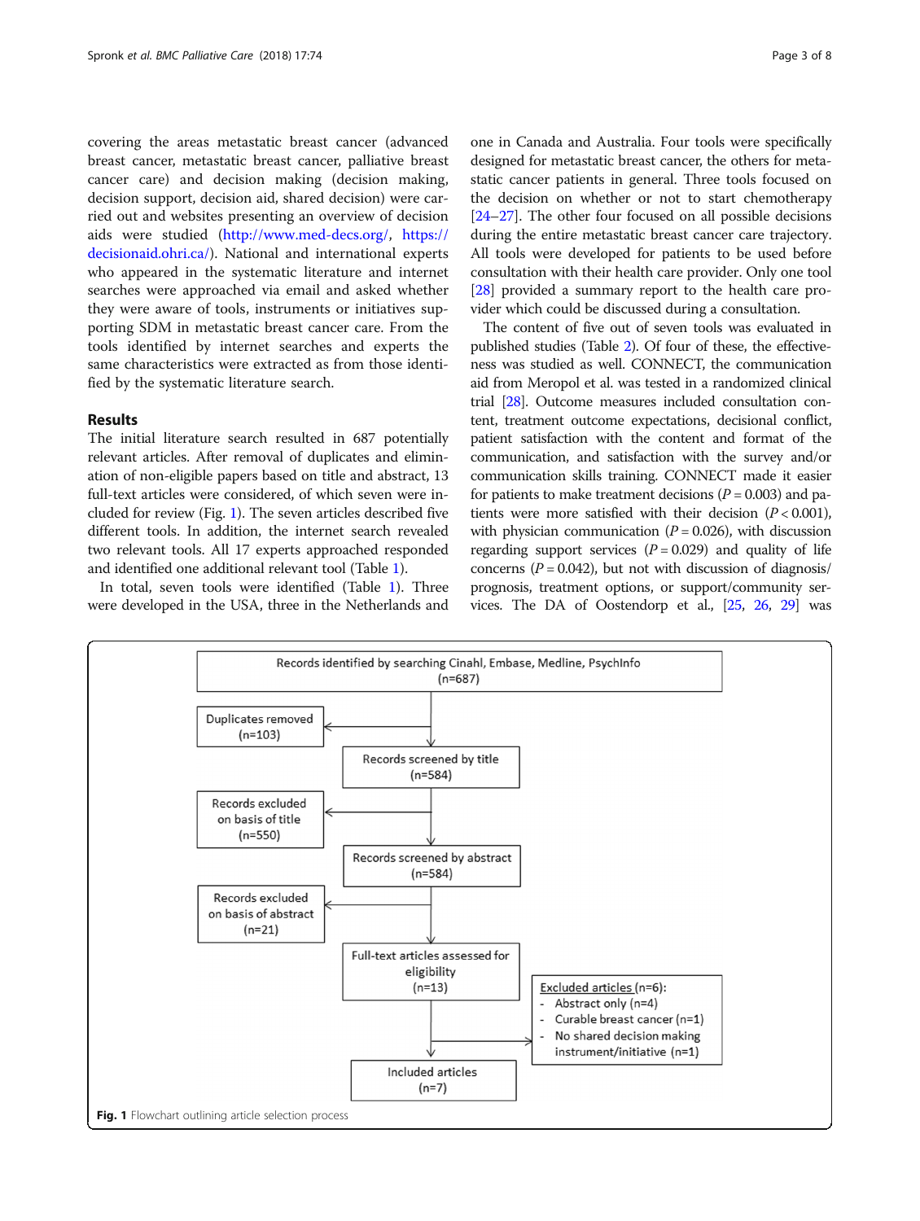covering the areas metastatic breast cancer (advanced breast cancer, metastatic breast cancer, palliative breast cancer care) and decision making (decision making, decision support, decision aid, shared decision) were carried out and websites presenting an overview of decision aids were studied (http://www.med-decs.org/, https://decisionaid.ohri.ca/). National and international experts who appeared in the systematic literature and internet searches were approached via email and asked whether they were aware of tools, instruments or initiatives supporting SDM in metastatic breast cancer care. From the tools identified by internet searches and experts the same characteristics were extracted as from those identified by the systematic literature search.

## Results

The initial literature search resulted in 687 potentially relevant articles. After removal of duplicates and elimination of non-eligible papers based on title and abstract, 13 full-text articles were considered, of which seven were included for review (Fig. 1). The seven articles described five different tools. In addition, the internet search revealed two relevant tools. All 17 experts approached responded and identified one additional relevant tool (Table 1).

In total, seven tools were identified (Table 1). Three were developed in the USA, three in the Netherlands and one in Canada and Australia. Four tools were specifically designed for metastatic breast cancer, the others for metastatic cancer patients in general. Three tools focused on the decision on whether or not to start chemotherapy [24–27]. The other four focused on all possible decisions during the entire metastatic breast cancer care trajectory. All tools were developed for patients to be used before consultation with their health care provider. Only one tool [28] provided a summary report to the health care provider which could be discussed during a consultation.

The content of five out of seven tools was evaluated in published studies (Table 2). Of four of these, the effectiveness was studied as well. CONNECT, the communication aid from Meropol et al. was tested in a randomized clinical trial [28]. Outcome measures included consultation content, treatment outcome expectations, decisional conflict, patient satisfaction with the content and format of the communication, and satisfaction with the survey and/or communication skills training. CONNECT made it easier for patients to make treatment decisions ($P = 0.003$) and patients were more satisfied with their decision ($P < 0.001$), with physician communication ($P = 0.026$), with discussion regarding support services ($P = 0.029$) and quality of life concerns ($P = 0.042$), but not with discussion of diagnosis/prognosis, treatment options, or support/community services. The DA of Oostendorp et al., [25, 26, 29] was

Records identified by searching Cinahl, Embase, Medline, PsychInfo (n=687)
→ Duplicates removed (n=103)
→ Records screened by title (n=584)
→ Records excluded on basis of title (n=550)
→ Records screened by abstract (n=584)
→ Records excluded on basis of abstract (n=21)
→ Full-text articles assessed for eligibility (n=13)
→ Excluded articles (n=6):
- Abstract only (n=4)
- Curable breast cancer (n=1)
- No shared decision making instrument/initiative (n=1)

→ Included articles (n=7)

**Fig. 1** Flowchart outlining article selection process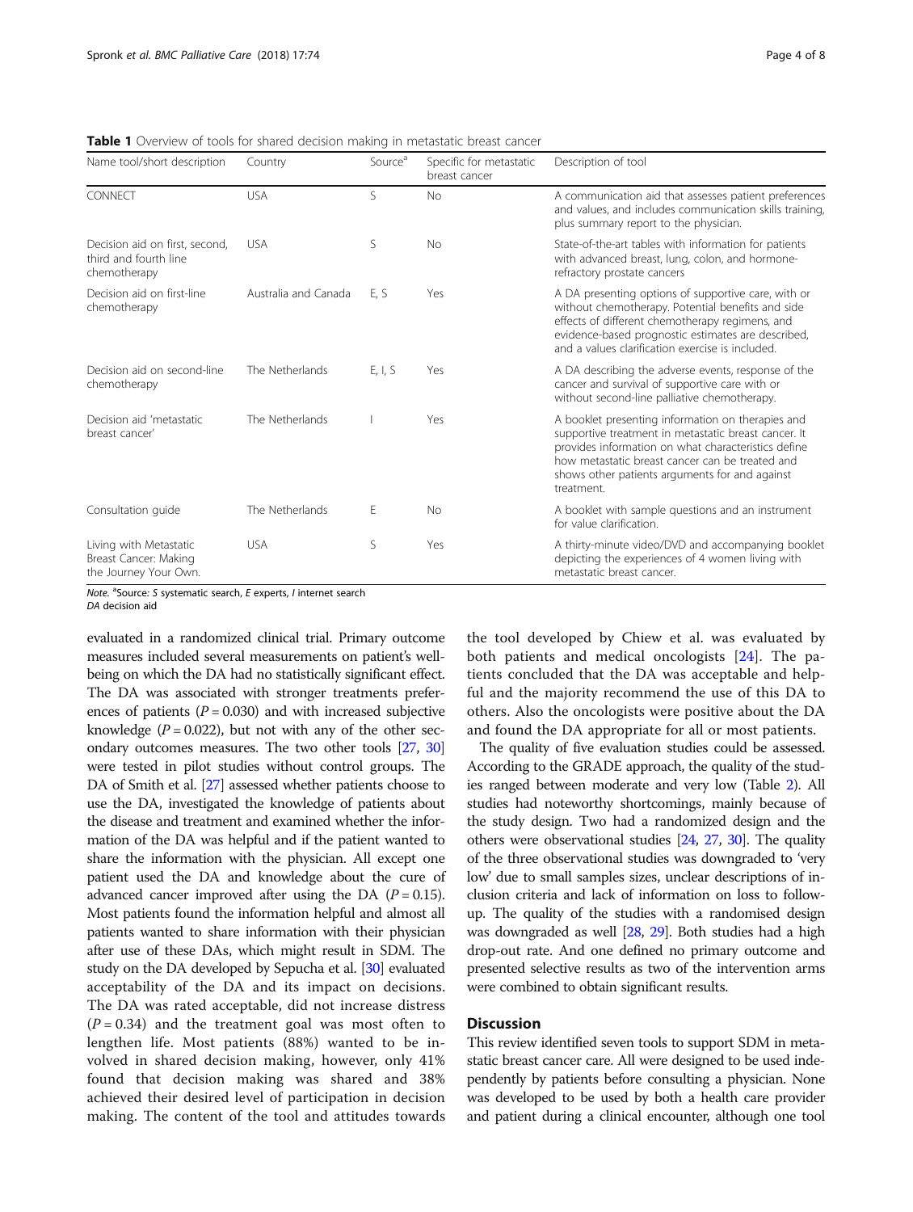**Table 1** Overview of tools for shared decision making in metastatic breast cancer

| Name tool/short description | Country | Source[a] | Specific for metastatic breast cancer | Description of tool |
|---|---|---|---|---|
| CONNECT | USA | S | No | A communication aid that assesses patient preferences and values, and includes communication skills training, plus summary report to the physician. |
| Decision aid on first, second, third and fourth line chemotherapy | USA | S | No | State-of-the-art tables with information for patients with advanced breast, lung, colon, and hormone-refractory prostate cancers |
| Decision aid on first-line chemotherapy | Australia and Canada | E, S | Yes | A DA presenting options of supportive care, with or without chemotherapy. Potential benefits and side effects of different chemotherapy regimens, and evidence-based prognostic estimates are described, and a values clarification exercise is included. |
| Decision aid on second-line chemotherapy | The Netherlands | E, I, S | Yes | A DA describing the adverse events, response of the cancer and survival of supportive care with or without second-line palliative chemotherapy. |
| Decision aid 'metastatic breast cancer' | The Netherlands | I | Yes | A booklet presenting information on therapies and supportive treatment in metastatic breast cancer. It provides information on what characteristics define how metastatic breast cancer can be treated and shows other patients arguments for and against treatment. |
| Consultation guide | The Netherlands | E | No | A booklet with sample questions and an instrument for value clarification. |
| Living with Metastatic Breast Cancer: Making the Journey Your Own. | USA | S | Yes | A thirty-minute video/DVD and accompanying booklet depicting the experiences of 4 women living with metastatic breast cancer. |

*Note.* [a]Source: *S* systematic search, *E* experts, *I* internet search
*DA* decision aid

evaluated in a randomized clinical trial. Primary outcome measures included several measurements on patient's well-being on which the DA had no statistically significant effect. The DA was associated with stronger treatments preferences of patients ($P = 0.030$) and with increased subjective knowledge ($P = 0.022$), but not with any of the other secondary outcomes measures. The two other tools [27, 30] were tested in pilot studies without control groups. The DA of Smith et al. [27] assessed whether patients choose to use the DA, investigated the knowledge of patients about the disease and treatment and examined whether the information of the DA was helpful and if the patient wanted to share the information with the physician. All except one patient used the DA and knowledge about the cure of advanced cancer improved after using the DA ($P = 0.15$). Most patients found the information helpful and almost all patients wanted to share information with their physician after use of these DAs, which might result in SDM. The study on the DA developed by Sepucha et al. [30] evaluated acceptability of the DA and its impact on decisions. The DA was rated acceptable, did not increase distress ($P = 0.34$) and the treatment goal was most often to lengthen life. Most patients (88%) wanted to be involved in shared decision making, however, only 41% found that decision making was shared and 38% achieved their desired level of participation in decision making. The content of the tool and attitudes towards the tool developed by Chiew et al. was evaluated by both patients and medical oncologists [24]. The patients concluded that the DA was acceptable and helpful and the majority recommend the use of this DA to others. Also the oncologists were positive about the DA and found the DA appropriate for all or most patients.

The quality of five evaluation studies could be assessed. According to the GRADE approach, the quality of the studies ranged between moderate and very low (Table 2). All studies had noteworthy shortcomings, mainly because of the study design. Two had a randomized design and the others were observational studies [24, 27, 30]. The quality of the three observational studies was downgraded to 'very low' due to small samples sizes, unclear descriptions of inclusion criteria and lack of information on loss to follow-up. The quality of the studies with a randomised design was downgraded as well [28, 29]. Both studies had a high drop-out rate. And one defined no primary outcome and presented selective results as two of the intervention arms were combined to obtain significant results.

## Discussion

This review identified seven tools to support SDM in metastatic breast cancer care. All were designed to be used independently by patients before consulting a physician. None was developed to be used by both a health care provider and patient during a clinical encounter, although one tool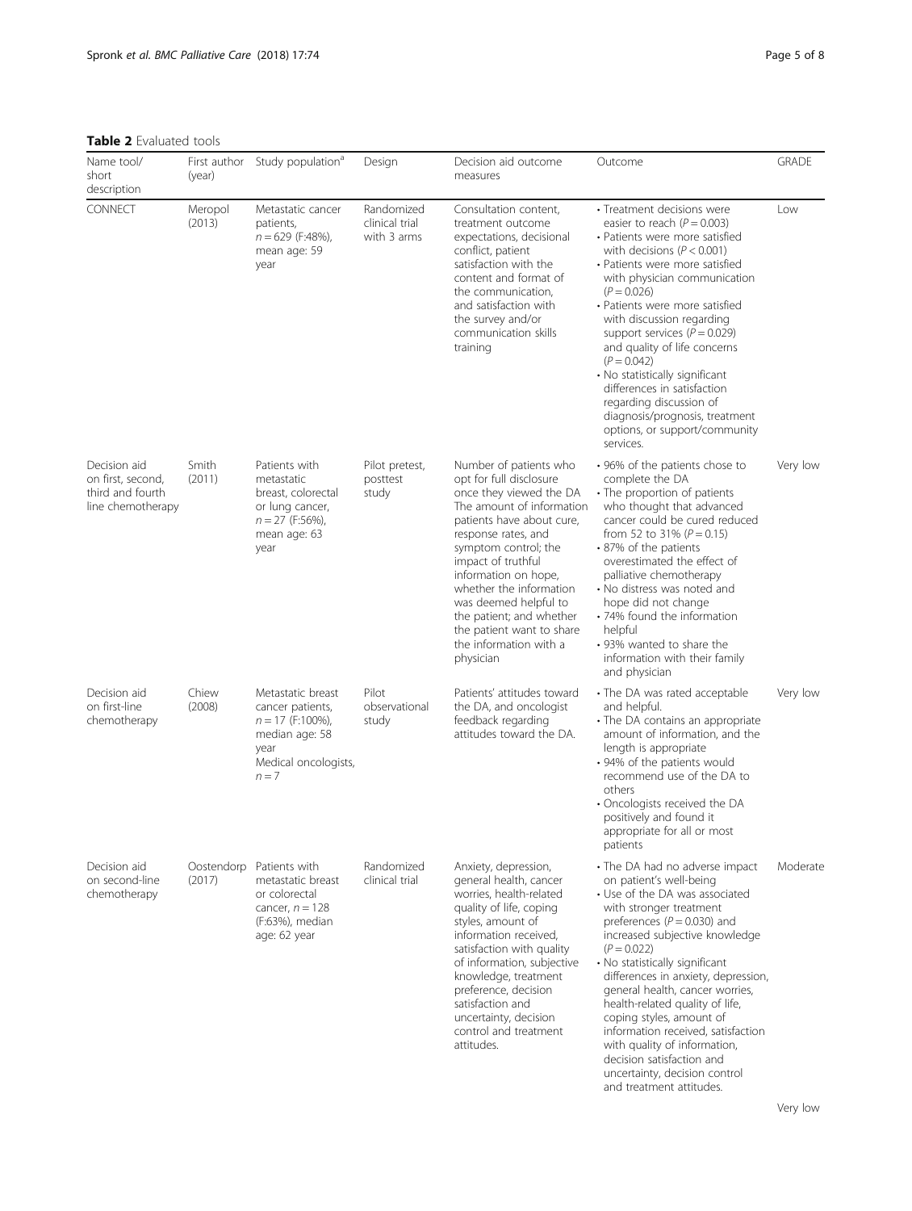**Table 2** Evaluated tools

| Name tool/ short description | First author (year) | Study population[a] | Design | Decision aid outcome measures | Outcome | GRADE |
|---|---|---|---|---|---|---|
| CONNECT | Meropol (2013) | Metastatic cancer patients, $n = 629$ (F:48%), mean age: 59 year | Randomized clinical trial with 3 arms | Consultation content, treatment outcome expectations, decisional conflict, patient satisfaction with the content and format of the communication, and satisfaction with the survey and/or communication skills training | • Treatment decisions were easier to reach ($P = 0.003$)<br>• Patients were more satisfied with decisions ($P < 0.001$)<br>• Patients were more satisfied with physician communication ($P = 0.026$)<br>• Patients were more satisfied with discussion regarding support services ($P = 0.029$) and quality of life concerns ($P = 0.042$)<br>• No statistically significant differences in satisfaction regarding discussion of diagnosis/prognosis, treatment options, or support/community services. | Low |
| Decision aid on first, second, third and fourth line chemotherapy | Smith (2011) | Patients with metastatic breast, colorectal or lung cancer, $n = 27$ (F:56%), mean age: 63 year | Pilot pretest, posttest study | Number of patients who opt for full disclosure once they viewed the DA The amount of information patients have about cure, response rates, and symptom control; the impact of truthful information on hope, whether the information was deemed helpful to the patient; and whether the patient want to share the information with a physician | • 96% of the patients chose to complete the DA<br>• The proportion of patients who thought that advanced cancer could be cured reduced from 52 to 31% ($P = 0.15$)<br>• 87% of the patients overestimated the effect of palliative chemotherapy<br>• No distress was noted and hope did not change<br>• 74% found the information helpful<br>• 93% wanted to share the information with their family and physician | Very low |
| Decision aid on first-line chemotherapy | Chiew (2008) | Metastatic breast cancer patients, $n = 17$ (F:100%), median age: 58 year<br>Medical oncologists, $n = 7$ | Pilot observational study | Patients' attitudes toward the DA, and oncologist feedback regarding attitudes toward the DA. | • The DA was rated acceptable and helpful.<br>• The DA contains an appropriate amount of information, and the length is appropriate<br>• 94% of the patients would recommend use of the DA to others<br>• Oncologists received the DA positively and found it appropriate for all or most patients | Very low |
| Decision aid on second-line chemotherapy | Oostendorp (2017) | Patients with metastatic breast or colorectal cancer, $n = 128$ (F:63%), median age: 62 year | Randomized clinical trial | Anxiety, depression, general health, cancer worries, health-related quality of life, coping styles, amount of information received, satisfaction with quality of information, subjective knowledge, treatment preference, decision satisfaction and uncertainty, decision control and treatment attitudes. | • The DA had no adverse impact on patient's well-being<br>• Use of the DA was associated with stronger treatment preferences ($P = 0.030$) and increased subjective knowledge ($P = 0.022$)<br>• No statistically significant differences in anxiety, depression, general health, cancer worries, health-related quality of life, coping styles, amount of information received, satisfaction with quality of information, decision satisfaction and uncertainty, decision control and treatment attitudes. | Moderate |
| | | | | | | Very low |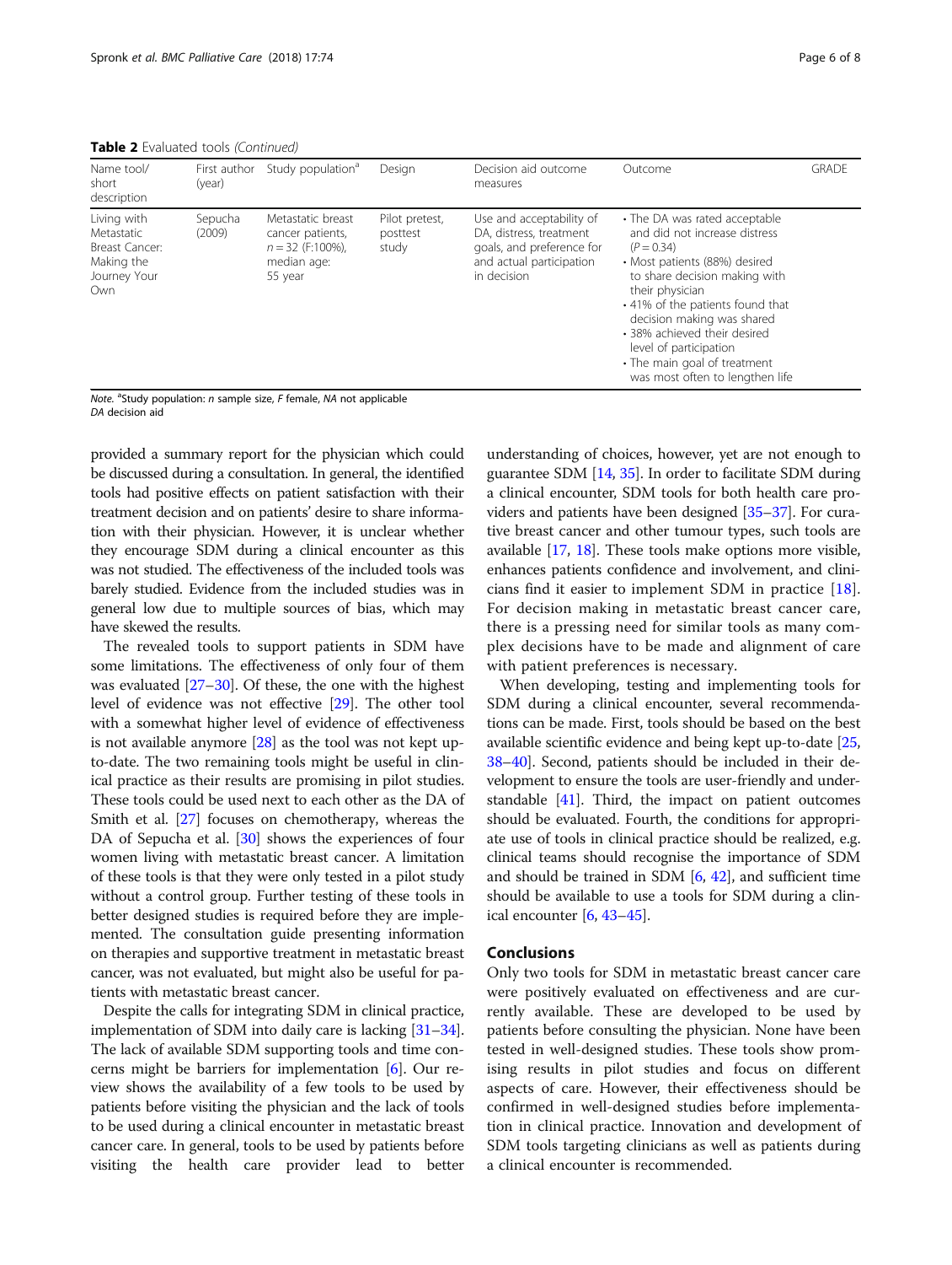**Table 2** Evaluated tools *(Continued)*

| Name tool/ short description | First author (year) | Study population[a] | Design | Decision aid outcome measures | Outcome | GRADE |
|---|---|---|---|---|---|---|
| Living with Metastatic Breast Cancer: Making the Journey Your Own | Sepucha (2009) | Metastatic breast cancer patients, $n = 32$ (F:100%), median age: 55 year | Pilot pretest, posttest study | Use and acceptability of DA, distress, treatment goals, and preference for and actual participation in decision | • The DA was rated acceptable and did not increase distress ($P = 0.34$)<br>• Most patients (88%) desired to share decision making with their physician<br>• 41% of the patients found that decision making was shared<br>• 38% achieved their desired level of participation<br>• The main goal of treatment was most often to lengthen life | |

*Note.* [a]Study population: *n* sample size, *F* female, *NA* not applicable
*DA* decision aid

provided a summary report for the physician which could be discussed during a consultation. In general, the identified tools had positive effects on patient satisfaction with their treatment decision and on patients' desire to share information with their physician. However, it is unclear whether they encourage SDM during a clinical encounter as this was not studied. The effectiveness of the included tools was barely studied. Evidence from the included studies was in general low due to multiple sources of bias, which may have skewed the results.

The revealed tools to support patients in SDM have some limitations. The effectiveness of only four of them was evaluated [27–30]. Of these, the one with the highest level of evidence was not effective [29]. The other tool with a somewhat higher level of evidence of effectiveness is not available anymore [28] as the tool was not kept up-to-date. The two remaining tools might be useful in clinical practice as their results are promising in pilot studies. These tools could be used next to each other as the DA of Smith et al. [27] focuses on chemotherapy, whereas the DA of Sepucha et al. [30] shows the experiences of four women living with metastatic breast cancer. A limitation of these tools is that they were only tested in a pilot study without a control group. Further testing of these tools in better designed studies is required before they are implemented. The consultation guide presenting information on therapies and supportive treatment in metastatic breast cancer, was not evaluated, but might also be useful for patients with metastatic breast cancer.

Despite the calls for integrating SDM in clinical practice, implementation of SDM into daily care is lacking [31–34]. The lack of available SDM supporting tools and time concerns might be barriers for implementation [6]. Our review shows the availability of a few tools to be used by patients before visiting the physician and the lack of tools to be used during a clinical encounter in metastatic breast cancer care. In general, tools to be used by patients before visiting the health care provider lead to better understanding of choices, however, yet are not enough to guarantee SDM [14, 35]. In order to facilitate SDM during a clinical encounter, SDM tools for both health care providers and patients have been designed [35–37]. For curative breast cancer and other tumour types, such tools are available [17, 18]. These tools make options more visible, enhances patients confidence and involvement, and clinicians find it easier to implement SDM in practice [18]. For decision making in metastatic breast cancer care, there is a pressing need for similar tools as many complex decisions have to be made and alignment of care with patient preferences is necessary.

When developing, testing and implementing tools for SDM during a clinical encounter, several recommendations can be made. First, tools should be based on the best available scientific evidence and being kept up-to-date [25, 38–40]. Second, patients should be included in their development to ensure the tools are user-friendly and understandable [41]. Third, the impact on patient outcomes should be evaluated. Fourth, the conditions for appropriate use of tools in clinical practice should be realized, e.g. clinical teams should recognise the importance of SDM and should be trained in SDM [6, 42], and sufficient time should be available to use a tools for SDM during a clinical encounter [6, 43–45].

## Conclusions

Only two tools for SDM in metastatic breast cancer care were positively evaluated on effectiveness and are currently available. These are developed to be used by patients before consulting the physician. None have been tested in well-designed studies. These tools show promising results in pilot studies and focus on different aspects of care. However, their effectiveness should be confirmed in well-designed studies before implementation in clinical practice. Innovation and development of SDM tools targeting clinicians as well as patients during a clinical encounter is recommended.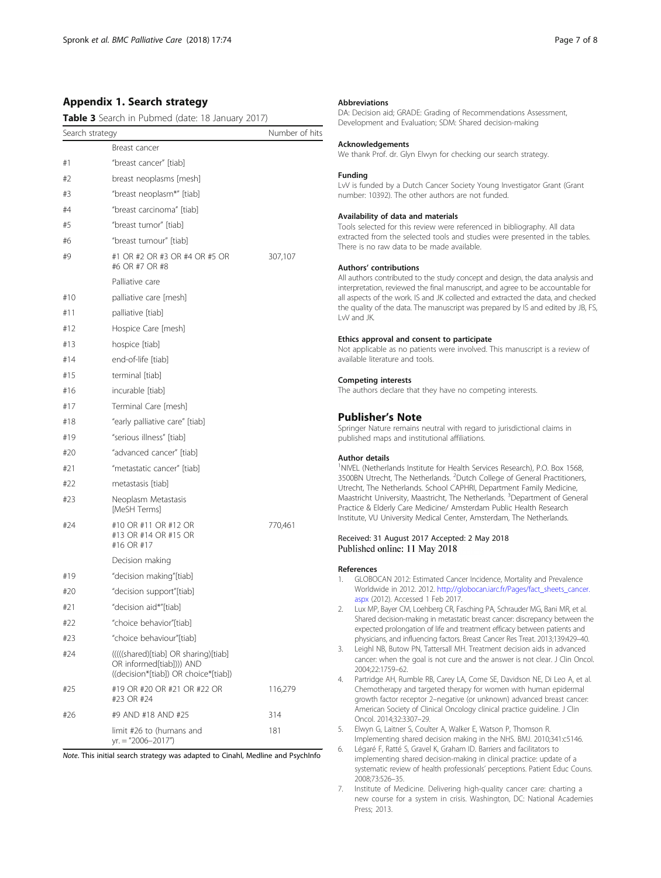## Appendix 1. Search strategy

**Table 3** Search in Pubmed (date: 18 January 2017)

| Search strategy | | Number of hits |
|---|---|---|
| | Breast cancer | |
| #1 | "breast cancer" [tiab] | |
| #2 | breast neoplasms [mesh] | |
| #3 | "breast neoplasm*" [tiab] | |
| #4 | "breast carcinoma" [tiab] | |
| #5 | "breast tumor" [tiab] | |
| #6 | "breast tumour" [tiab] | |
| #9 | #1 OR #2 OR #3 OR #4 OR #5 OR #6 OR #7 OR #8 | 307,107 |
| | Palliative care | |
| #10 | palliative care [mesh] | |
| #11 | palliative [tiab] | |
| #12 | Hospice Care [mesh] | |
| #13 | hospice [tiab] | |
| #14 | end-of-life [tiab] | |
| #15 | terminal [tiab] | |
| #16 | incurable [tiab] | |
| #17 | Terminal Care [mesh] | |
| #18 | "early palliative care" [tiab] | |
| #19 | "serious illness" [tiab] | |
| #20 | "advanced cancer" [tiab] | |
| #21 | "metastatic cancer" [tiab] | |
| #22 | metastasis [tiab] | |
| #23 | Neoplasm Metastasis [MeSH Terms] | |
| #24 | #10 OR #11 OR #12 OR #13 OR #14 OR #15 OR #16 OR #17 | 770,461 |
| | Decision making | |
| #19 | "decision making"[tiab] | |
| #20 | "decision support"[tiab] | |
| #21 | "decision aid*"[tiab] | |
| #22 | "choice behavior"[tiab] | |
| #23 | "choice behaviour"[tiab] | |
| #24 | (((((shared)[tiab] OR sharing)[tiab] OR informed[tiab]))) AND ((decision*[tiab]) OR choice*[tiab]) | |
| #25 | #19 OR #20 OR #21 OR #22 OR #23 OR #24 | 116,279 |
| #26 | #9 AND #18 AND #25 | 314 |
| | limit #26 to (humans and yr. = "2006–2017") | 181 |

*Note*. This initial search strategy was adapted to Cinahl, Medline and PsychInfo

### Abbreviations

DA: Decision aid; GRADE: Grading of Recommendations Assessment, Development and Evaluation; SDM: Shared decision-making

### Acknowledgements

We thank Prof. dr. Glyn Elwyn for checking our search strategy.

### Funding

LvV is funded by a Dutch Cancer Society Young Investigator Grant (Grant number: 10392). The other authors are not funded.

### Availability of data and materials

Tools selected for this review were referenced in bibliography. All data extracted from the selected tools and studies were presented in the tables. There is no raw data to be made available.

### Authors' contributions

All authors contributed to the study concept and design, the data analysis and interpretation, reviewed the final manuscript, and agree to be accountable for all aspects of the work. IS and JK collected and extracted the data, and checked the quality of the data. The manuscript was prepared by IS and edited by JB, FS, LvV and JK.

### Ethics approval and consent to participate

Not applicable as no patients were involved. This manuscript is a review of available literature and tools.

### Competing interests

The authors declare that they have no competing interests.

## Publisher's Note

Springer Nature remains neutral with regard to jurisdictional claims in published maps and institutional affiliations.

### Author details

[1]NIVEL (Netherlands Institute for Health Services Research), P.O. Box 1568, 3500BN Utrecht, The Netherlands. [2]Dutch College of General Practitioners, Utrecht, The Netherlands. School CAPHRI, Department Family Medicine, Maastricht University, Maastricht, The Netherlands. [3]Department of General Practice & Elderly Care Medicine/ Amsterdam Public Health Research Institute, VU University Medical Center, Amsterdam, The Netherlands.

Received: 31 August 2017 Accepted: 2 May 2018
Published online: 11 May 2018

### References

1. GLOBOCAN 2012: Estimated Cancer Incidence, Mortality and Prevalence Worldwide in 2012. 2012. http://globocan.iarc.fr/Pages/fact_sheets_cancer.aspx (2012). Accessed 1 Feb 2017.
2. Lux MP, Bayer CM, Loehberg CR, Fasching PA, Schrauder MG, Bani MR, et al. Shared decision-making in metastatic breast cancer: discrepancy between the expected prolongation of life and treatment efficacy between patients and physicians, and influencing factors. Breast Cancer Res Treat. 2013;139:429–40.
3. Leighl NB, Butow PN, Tattersall MH. Treatment decision aids in advanced cancer: when the goal is not cure and the answer is not clear. J Clin Oncol. 2004;22:1759–62.
4. Partridge AH, Rumble RB, Carey LA, Come SE, Davidson NE, Di Leo A, et al. Chemotherapy and targeted therapy for women with human epidermal growth factor receptor 2–negative (or unknown) advanced breast cancer: American Society of Clinical Oncology clinical practice guideline. J Clin Oncol. 2014;32:3307–29.
5. Elwyn G, Laitner S, Coulter A, Walker E, Watson P, Thomson R. Implementing shared decision making in the NHS. BMJ. 2010;341:c5146.
6. Légaré F, Ratté S, Gravel K, Graham ID. Barriers and facilitators to implementing shared decision-making in clinical practice: update of a systematic review of health professionals' perceptions. Patient Educ Couns. 2008;73:526–35.
7. Institute of Medicine. Delivering high-quality cancer care: charting a new course for a system in crisis. Washington, DC: National Academies Press; 2013.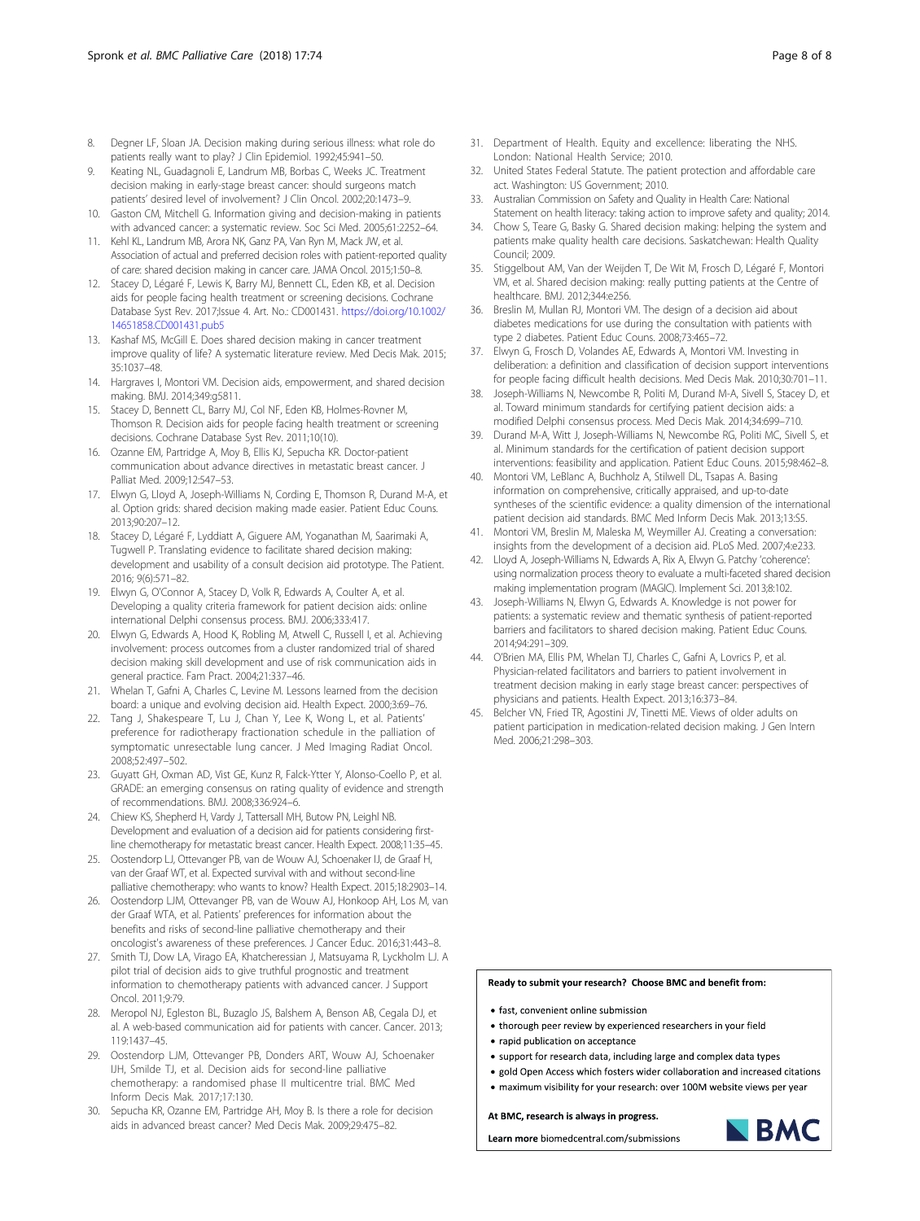8. Degner LF, Sloan JA. Decision making during serious illness: what role do patients really want to play? J Clin Epidemiol. 1992;45:941–50.
9. Keating NL, Guadagnoli E, Landrum MB, Borbas C, Weeks JC. Treatment decision making in early-stage breast cancer: should surgeons match patients' desired level of involvement? J Clin Oncol. 2002;20:1473–9.
10. Gaston CM, Mitchell G. Information giving and decision-making in patients with advanced cancer: a systematic review. Soc Sci Med. 2005;61:2252–64.
11. Kehl KL, Landrum MB, Arora NK, Ganz PA, Van Ryn M, Mack JW, et al. Association of actual and preferred decision roles with patient-reported quality of care: shared decision making in cancer care. JAMA Oncol. 2015;1:50–8.
12. Stacey D, Légaré F, Lewis K, Barry MJ, Bennett CL, Eden KB, et al. Decision aids for people facing health treatment or screening decisions. Cochrane Database Syst Rev. 2017;Issue 4. Art. No.: CD001431. https://doi.org/10.1002/14651858.CD001431.pub5
13. Kashaf MS, McGill E. Does shared decision making in cancer treatment improve quality of life? A systematic literature review. Med Decis Mak. 2015;35:1037–48.
14. Hargraves I, Montori VM. Decision aids, empowerment, and shared decision making. BMJ. 2014;349:g5811.
15. Stacey D, Bennett CL, Barry MJ, Col NF, Eden KB, Holmes-Rovner M, Thomson R. Decision aids for people facing health treatment or screening decisions. Cochrane Database Syst Rev. 2011;10(10).
16. Ozanne EM, Partridge A, Moy B, Ellis KJ, Sepucha KR. Doctor-patient communication about advance directives in metastatic breast cancer. J Palliat Med. 2009;12:547–53.
17. Elwyn G, Lloyd A, Joseph-Williams N, Cording E, Thomson R, Durand M-A, et al. Option grids: shared decision making made easier. Patient Educ Couns. 2013;90:207–12.
18. Stacey D, Légaré F, Lyddiatt A, Giguere AM, Yoganathan M, Saarimaki A, Tugwell P. Translating evidence to facilitate shared decision making: development and usability of a consult decision aid prototype. The Patient. 2016; 9(6):571–82.
19. Elwyn G, O'Connor A, Stacey D, Volk R, Edwards A, Coulter A, et al. Developing a quality criteria framework for patient decision aids: online international Delphi consensus process. BMJ. 2006;333:417.
20. Elwyn G, Edwards A, Hood K, Robling M, Atwell C, Russell I, et al. Achieving involvement: process outcomes from a cluster randomized trial of shared decision making skill development and use of risk communication aids in general practice. Fam Pract. 2004;21:337–46.
21. Whelan T, Gafni A, Charles C, Levine M. Lessons learned from the decision board: a unique and evolving decision aid. Health Expect. 2000;3:69–76.
22. Tang J, Shakespeare T, Lu J, Chan Y, Lee K, Wong L, et al. Patients' preference for radiotherapy fractionation schedule in the palliation of symptomatic unresectable lung cancer. J Med Imaging Radiat Oncol. 2008;52:497–502.
23. Guyatt GH, Oxman AD, Vist GE, Kunz R, Falck-Ytter Y, Alonso-Coello P, et al. GRADE: an emerging consensus on rating quality of evidence and strength of recommendations. BMJ. 2008;336:924–6.
24. Chiew KS, Shepherd H, Vardy J, Tattersall MH, Butow PN, Leighl NB. Development and evaluation of a decision aid for patients considering first-line chemotherapy for metastatic breast cancer. Health Expect. 2008;11:35–45.
25. Oostendorp LJ, Ottevanger PB, van de Wouw AJ, Schoenaker IJ, de Graaf H, van der Graaf WT, et al. Expected survival with and without second-line palliative chemotherapy: who wants to know? Health Expect. 2015;18:2903–14.
26. Oostendorp LJM, Ottevanger PB, van de Wouw AJ, Honkoop AH, Los M, van der Graaf WTA, et al. Patients' preferences for information about the benefits and risks of second-line palliative chemotherapy and their oncologist's awareness of these preferences. J Cancer Educ. 2016;31:443–8.
27. Smith TJ, Dow LA, Virago EA, Khatcheressian J, Matsuyama R, Lyckholm LJ. A pilot trial of decision aids to give truthful prognostic and treatment information to chemotherapy patients with advanced cancer. J Support Oncol. 2011;9:79.
28. Meropol NJ, Egleston BL, Buzaglo JS, Balshem A, Benson AB, Cegala DJ, et al. A web-based communication aid for patients with cancer. Cancer. 2013; 119:1437–45.
29. Oostendorp LJM, Ottevanger PB, Donders ART, Wouw AJ, Schoenaker IJH, Smilde TJ, et al. Decision aids for second-line palliative chemotherapy: a randomised phase II multicentre trial. BMC Med Inform Decis Mak. 2017;17:130.
30. Sepucha KR, Ozanne EM, Partridge AH, Moy B. Is there a role for decision aids in advanced breast cancer? Med Decis Mak. 2009;29:475–82.
31. Department of Health. Equity and excellence: liberating the NHS. London: National Health Service; 2010.
32. United States Federal Statute. The patient protection and affordable care act. Washington: US Government; 2010.
33. Australian Commission on Safety and Quality in Health Care: National Statement on health literacy: taking action to improve safety and quality; 2014.
34. Chow S, Teare G, Basky G. Shared decision making: helping the system and patients make quality health care decisions. Saskatchewan: Health Quality Council; 2009.
35. Stiggelbout AM, Van der Weijden T, De Wit M, Frosch D, Légaré F, Montori VM, et al. Shared decision making: really putting patients at the Centre of healthcare. BMJ. 2012;344:e256.
36. Breslin M, Mullan RJ, Montori VM. The design of a decision aid about diabetes medications for use during the consultation with patients with type 2 diabetes. Patient Educ Couns. 2008;73:465–72.
37. Elwyn G, Frosch D, Volandes AE, Edwards A, Montori VM. Investing in deliberation: a definition and classification of decision support interventions for people facing difficult health decisions. Med Decis Mak. 2010;30:701–11.
38. Joseph-Williams N, Newcombe R, Politi M, Durand M-A, Sivell S, Stacey D, et al. Toward minimum standards for certifying patient decision aids: a modified Delphi consensus process. Med Decis Mak. 2014;34:699–710.
39. Durand M-A, Witt J, Joseph-Williams N, Newcombe RG, Politi MC, Sivell S, et al. Minimum standards for the certification of patient decision support interventions: feasibility and application. Patient Educ Couns. 2015;98:462–8.
40. Montori VM, LeBlanc A, Buchholz A, Stilwell DL, Tsapas A. Basing information on comprehensive, critically appraised, and up-to-date syntheses of the scientific evidence: a quality dimension of the international patient decision aid standards. BMC Med Inform Decis Mak. 2013;13:S5.
41. Montori VM, Breslin M, Maleska M, Weymiller AJ. Creating a conversation: insights from the development of a decision aid. PLoS Med. 2007;4:e233.
42. Lloyd A, Joseph-Williams N, Edwards A, Rix A, Elwyn G. Patchy 'coherence': using normalization process theory to evaluate a multi-faceted shared decision making implementation program (MAGIC). Implement Sci. 2013;8:102.
43. Joseph-Williams N, Elwyn G, Edwards A. Knowledge is not power for patients: a systematic review and thematic synthesis of patient-reported barriers and facilitators to shared decision making. Patient Educ Couns. 2014;94:291–309.
44. O'Brien MA, Ellis PM, Whelan TJ, Charles C, Gafni A, Lovrics P, et al. Physician-related facilitators and barriers to patient involvement in treatment decision making in early stage breast cancer: perspectives of physicians and patients. Health Expect. 2013;16:373–84.
45. Belcher VN, Fried TR, Agostini JV, Tinetti ME. Views of older adults on patient participation in medication-related decision making. J Gen Intern Med. 2006;21:298–303.

**Ready to submit your research? Choose BMC and benefit from:**

- fast, convenient online submission
- thorough peer review by experienced researchers in your field
- rapid publication on acceptance
- support for research data, including large and complex data types
- gold Open Access which fosters wider collaboration and increased citations
- maximum visibility for your research: over 100M website views per year

**At BMC, research is always in progress.**

**Learn more** biomedcentral.com/submissions

BMC